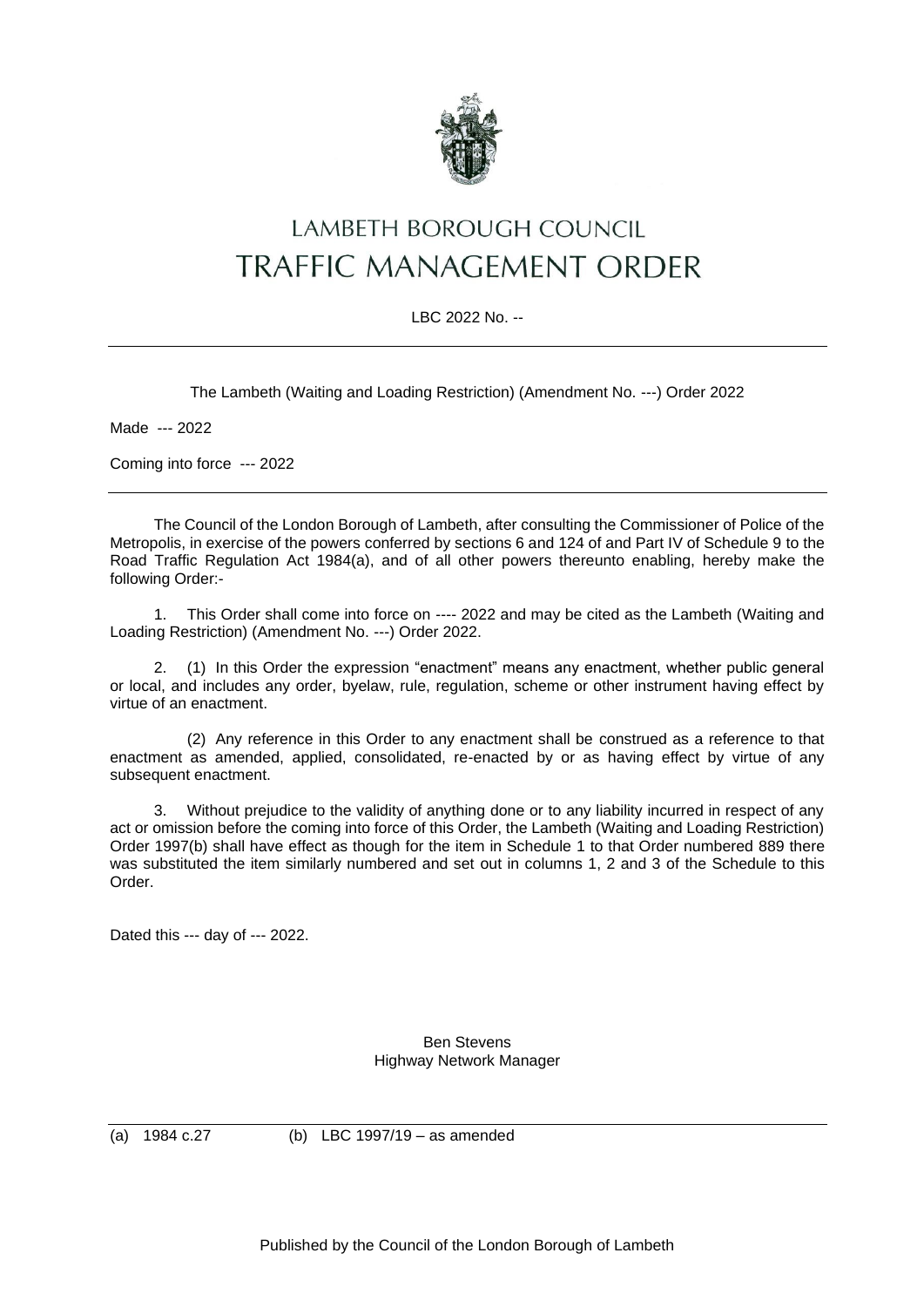# LAMBETH BOROUGH COUNCIL
# TRAFFIC MANAGEMENT ORDER

LBC 2022 No. --

---

The Lambeth (Waiting and Loading Restriction) (Amendment No. ---) Order 2022

Made --- 2022

Coming into force --- 2022

---

The Council of the London Borough of Lambeth, after consulting the Commissioner of Police of the Metropolis, in exercise of the powers conferred by sections 6 and 124 of and Part IV of Schedule 9 to the Road Traffic Regulation Act 1984(a), and of all other powers thereunto enabling, hereby make the following Order:-

1. This Order shall come into force on ---- 2022 and may be cited as the Lambeth (Waiting and Loading Restriction) (Amendment No. ---) Order 2022.

2. (1) In this Order the expression "enactment" means any enactment, whether public general or local, and includes any order, byelaw, rule, regulation, scheme or other instrument having effect by virtue of an enactment.

(2) Any reference in this Order to any enactment shall be construed as a reference to that enactment as amended, applied, consolidated, re-enacted by or as having effect by virtue of any subsequent enactment.

3. Without prejudice to the validity of anything done or to any liability incurred in respect of any act or omission before the coming into force of this Order, the Lambeth (Waiting and Loading Restriction) Order 1997(b) shall have effect as though for the item in Schedule 1 to that Order numbered 889 there was substituted the item similarly numbered and set out in columns 1, 2 and 3 of the Schedule to this Order.

Dated this --- day of --- 2022.

Ben Stevens
Highway Network Manager

---

(a) 1984 c.27 (b) LBC 1997/19 – as amended

Published by the Council of the London Borough of Lambeth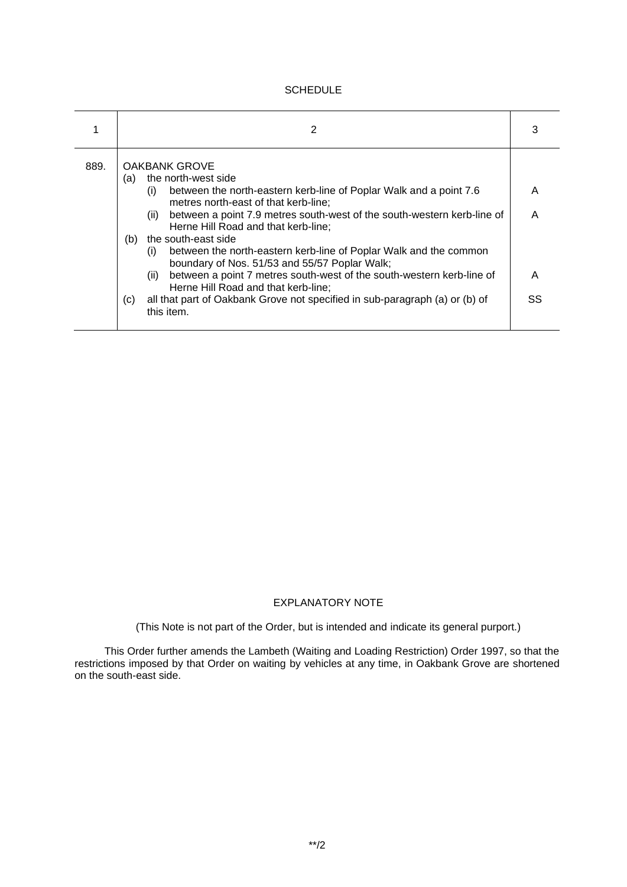SCHEDULE

| 1 | 2 | 3 |
|---|---|---|
| 889. | OAKBANK GROVE | |
| | (a) the north-west side | |
| | (i) between the north-eastern kerb-line of Poplar Walk and a point 7.6 metres north-east of that kerb-line; | A |
| | (ii) between a point 7.9 metres south-west of the south-western kerb-line of Herne Hill Road and that kerb-line; | A |
| | (b) the south-east side | |
| | (i) between the north-eastern kerb-line of Poplar Walk and the common boundary of Nos. 51/53 and 55/57 Poplar Walk; | A |
| | (ii) between a point 7 metres south-west of the south-western kerb-line of Herne Hill Road and that kerb-line; | A |
| | (c) all that part of Oakbank Grove not specified in sub-paragraph (a) or (b) of this item. | SS |

EXPLANATORY NOTE

(This Note is not part of the Order, but is intended and indicate its general purport.)

This Order further amends the Lambeth (Waiting and Loading Restriction) Order 1997, so that the restrictions imposed by that Order on waiting by vehicles at any time, in Oakbank Grove are shortened on the south-east side.

**/2